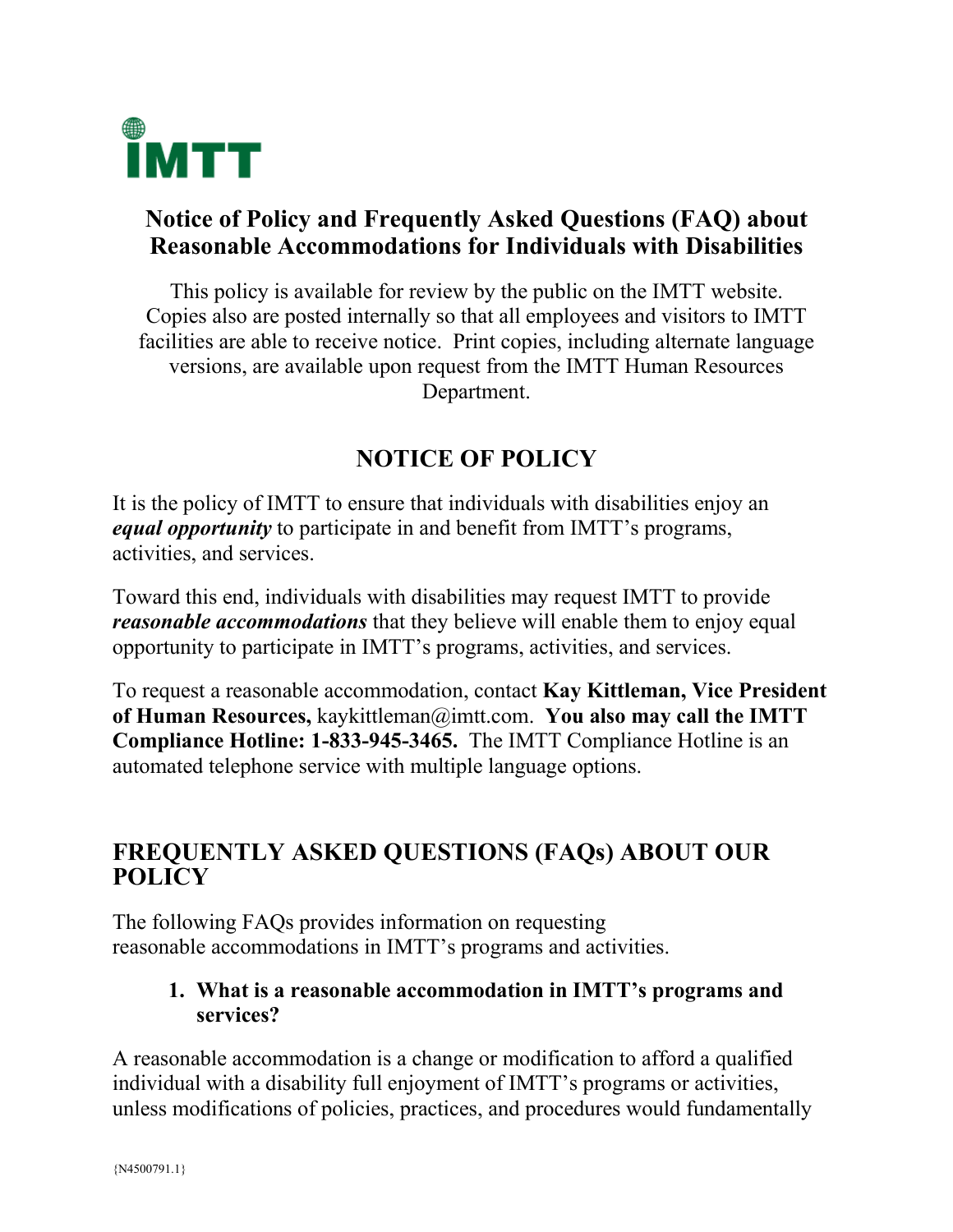IMTT

## Notice of Policy and Frequently Asked Questions (FAQ) about Reasonable Accommodations for Individuals with Disabilities

This policy is available for review by the public on the IMTT website. Copies also are posted internally so that all employees and visitors to IMTT facilities are able to receive notice. Print copies, including alternate language versions, are available upon request from the IMTT Human Resources Department.

## NOTICE OF POLICY

It is the policy of IMTT to ensure that individuals with disabilities enjoy an ***equal opportunity*** to participate in and benefit from IMTT's programs, activities, and services.

Toward this end, individuals with disabilities may request IMTT to provide ***reasonable accommodations*** that they believe will enable them to enjoy equal opportunity to participate in IMTT's programs, activities, and services.

To request a reasonable accommodation, contact **Kay Kittleman, Vice President of Human Resources,** kaykittleman@imtt.com. **You also may call the IMTT Compliance Hotline: 1-833-945-3465.** The IMTT Compliance Hotline is an automated telephone service with multiple language options.

## FREQUENTLY ASKED QUESTIONS (FAQs) ABOUT OUR POLICY

The following FAQs provides information on requesting reasonable accommodations in IMTT's programs and activities.

### 1. What is a reasonable accommodation in IMTT's programs and services?

A reasonable accommodation is a change or modification to afford a qualified individual with a disability full enjoyment of IMTT's programs or activities, unless modifications of policies, practices, and procedures would fundamentally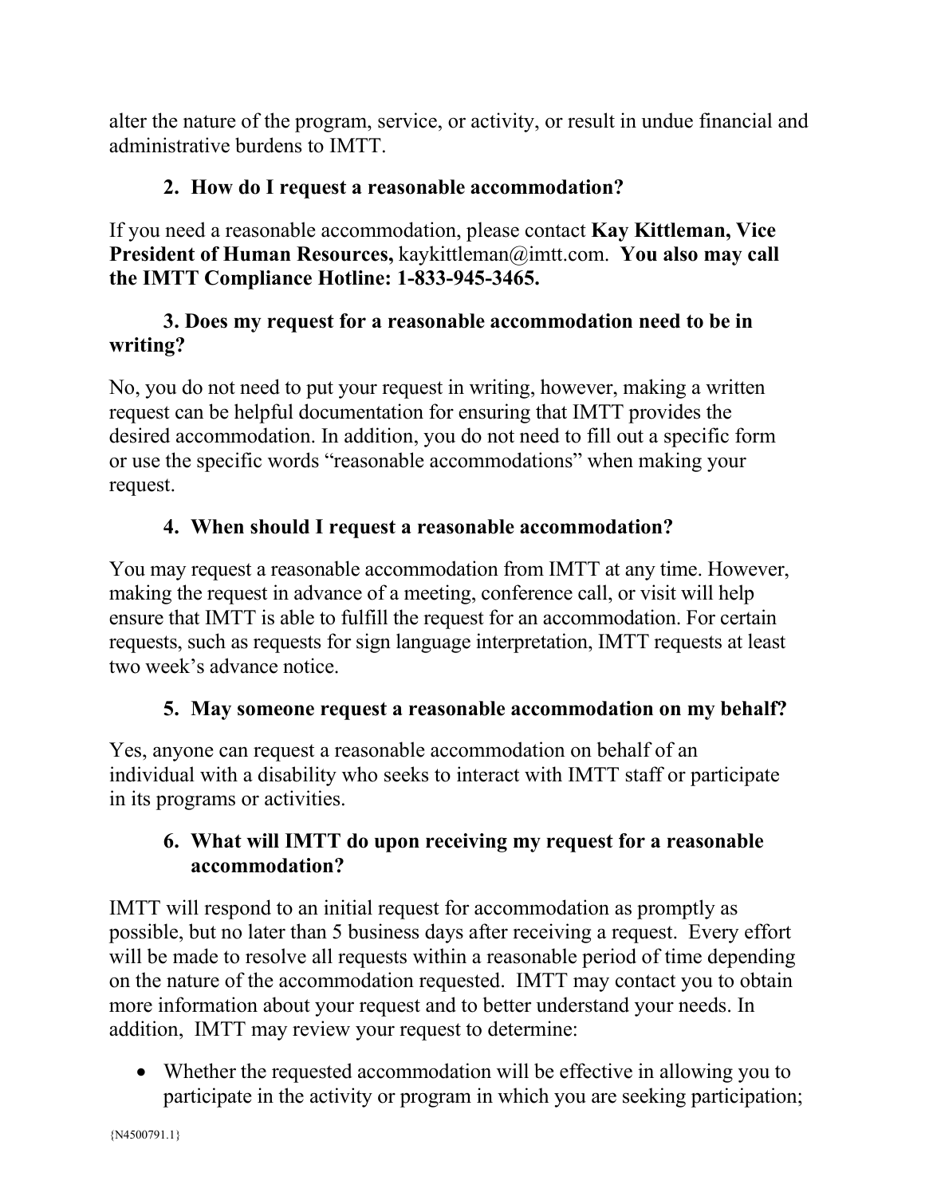alter the nature of the program, service, or activity, or result in undue financial and administrative burdens to IMTT.

### 2. How do I request a reasonable accommodation?

If you need a reasonable accommodation, please contact **Kay Kittleman, Vice President of Human Resources,** kaykittleman@imtt.com. **You also may call the IMTT Compliance Hotline: 1-833-945-3465.**

### 3. Does my request for a reasonable accommodation need to be in writing?

No, you do not need to put your request in writing, however, making a written request can be helpful documentation for ensuring that IMTT provides the desired accommodation. In addition, you do not need to fill out a specific form or use the specific words "reasonable accommodations" when making your request.

### 4. When should I request a reasonable accommodation?

You may request a reasonable accommodation from IMTT at any time. However, making the request in advance of a meeting, conference call, or visit will help ensure that IMTT is able to fulfill the request for an accommodation. For certain requests, such as requests for sign language interpretation, IMTT requests at least two week's advance notice.

### 5. May someone request a reasonable accommodation on my behalf?

Yes, anyone can request a reasonable accommodation on behalf of an individual with a disability who seeks to interact with IMTT staff or participate in its programs or activities.

### 6. What will IMTT do upon receiving my request for a reasonable accommodation?

IMTT will respond to an initial request for accommodation as promptly as possible, but no later than 5 business days after receiving a request. Every effort will be made to resolve all requests within a reasonable period of time depending on the nature of the accommodation requested. IMTT may contact you to obtain more information about your request and to better understand your needs. In addition, IMTT may review your request to determine:

- Whether the requested accommodation will be effective in allowing you to participate in the activity or program in which you are seeking participation;

{N4500791.1}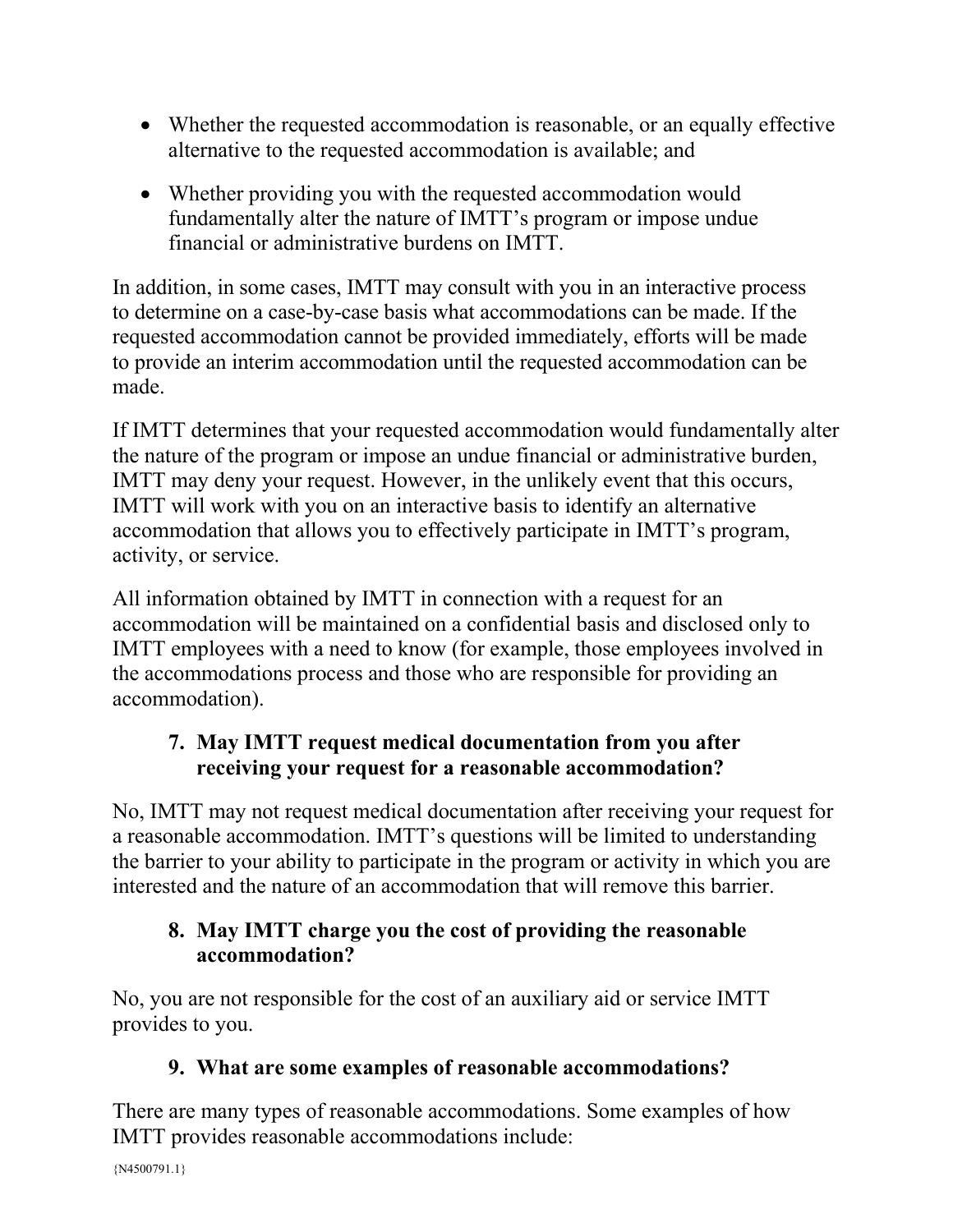- Whether the requested accommodation is reasonable, or an equally effective alternative to the requested accommodation is available; and
- Whether providing you with the requested accommodation would fundamentally alter the nature of IMTT's program or impose undue financial or administrative burdens on IMTT.

In addition, in some cases, IMTT may consult with you in an interactive process to determine on a case-by-case basis what accommodations can be made. If the requested accommodation cannot be provided immediately, efforts will be made to provide an interim accommodation until the requested accommodation can be made.

If IMTT determines that your requested accommodation would fundamentally alter the nature of the program or impose an undue financial or administrative burden, IMTT may deny your request. However, in the unlikely event that this occurs, IMTT will work with you on an interactive basis to identify an alternative accommodation that allows you to effectively participate in IMTT's program, activity, or service.

All information obtained by IMTT in connection with a request for an accommodation will be maintained on a confidential basis and disclosed only to IMTT employees with a need to know (for example, those employees involved in the accommodations process and those who are responsible for providing an accommodation).

### 7. May IMTT request medical documentation from you after receiving your request for a reasonable accommodation?

No, IMTT may not request medical documentation after receiving your request for a reasonable accommodation. IMTT's questions will be limited to understanding the barrier to your ability to participate in the program or activity in which you are interested and the nature of an accommodation that will remove this barrier.

### 8. May IMTT charge you the cost of providing the reasonable accommodation?

No, you are not responsible for the cost of an auxiliary aid or service IMTT provides to you.

### 9. What are some examples of reasonable accommodations?

There are many types of reasonable accommodations. Some examples of how IMTT provides reasonable accommodations include: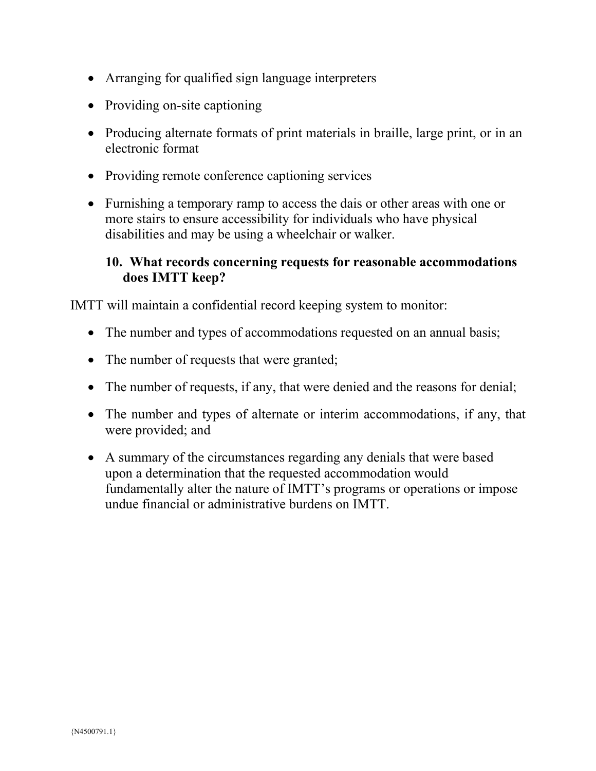- Arranging for qualified sign language interpreters
- Providing on-site captioning
- Producing alternate formats of print materials in braille, large print, or in an electronic format
- Providing remote conference captioning services
- Furnishing a temporary ramp to access the dais or other areas with one or more stairs to ensure accessibility for individuals who have physical disabilities and may be using a wheelchair or walker.

### 10. What records concerning requests for reasonable accommodations does IMTT keep?

IMTT will maintain a confidential record keeping system to monitor:

- The number and types of accommodations requested on an annual basis;
- The number of requests that were granted;
- The number of requests, if any, that were denied and the reasons for denial;
- The number and types of alternate or interim accommodations, if any, that were provided; and
- A summary of the circumstances regarding any denials that were based upon a determination that the requested accommodation would fundamentally alter the nature of IMTT's programs or operations or impose undue financial or administrative burdens on IMTT.

{N4500791.1}